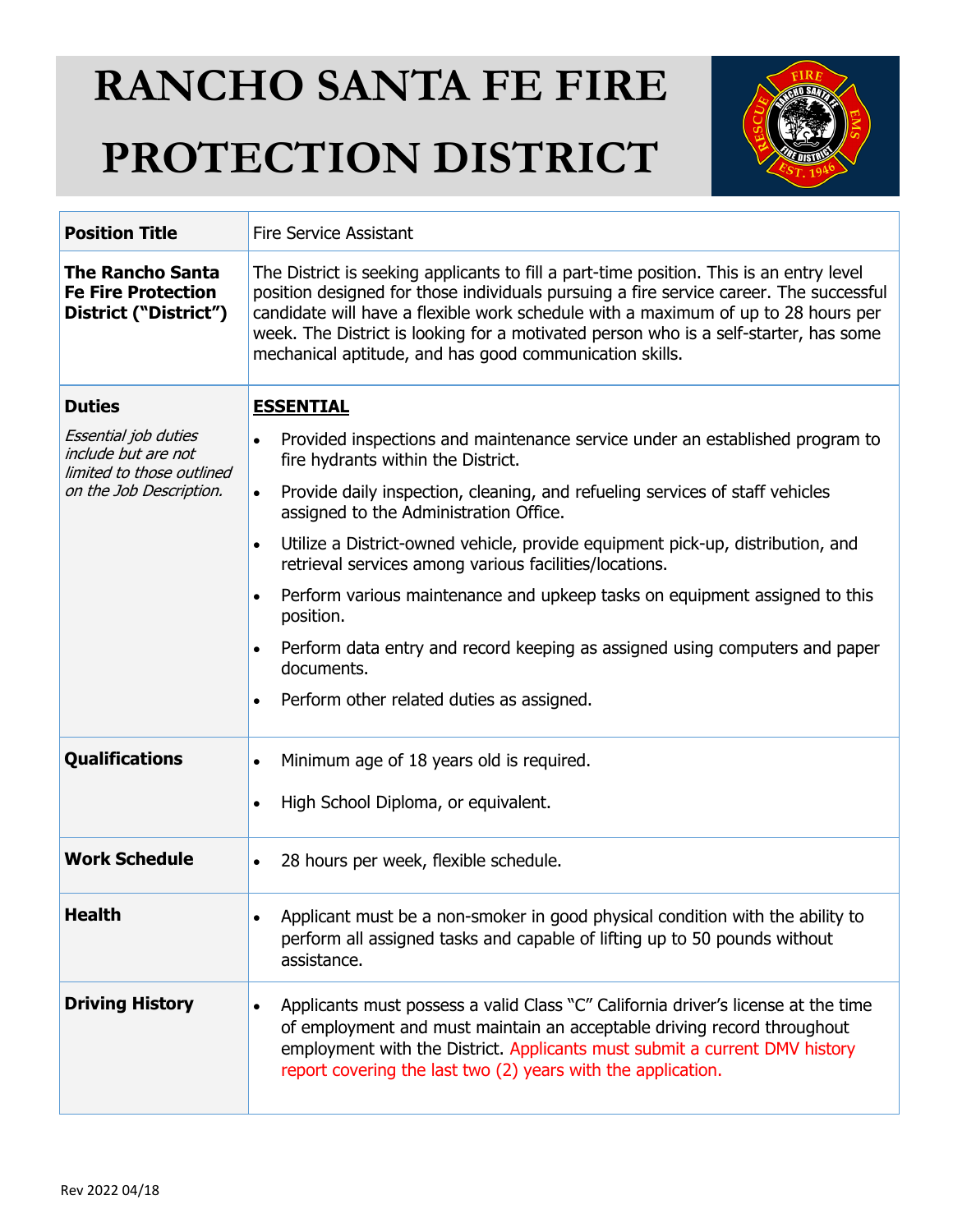# RANCHO SANTA FE FIRE PROTECTION DISTRICT

| | |
|---|---|
| **Position Title** | Fire Service Assistant |
| **The Rancho Santa Fe Fire Protection District ("District")** | The District is seeking applicants to fill a part-time position. This is an entry level position designed for those individuals pursuing a fire service career. The successful candidate will have a flexible work schedule with a maximum of up to 28 hours per week. The District is looking for a motivated person who is a self-starter, has some mechanical aptitude, and has good communication skills. |
| **Duties**<br>*Essential job duties include but are not limited to those outlined on the Job Description.* | **ESSENTIAL**<br>• Provided inspections and maintenance service under an established program to fire hydrants within the District.<br>• Provide daily inspection, cleaning, and refueling services of staff vehicles assigned to the Administration Office.<br>• Utilize a District-owned vehicle, provide equipment pick-up, distribution, and retrieval services among various facilities/locations.<br>• Perform various maintenance and upkeep tasks on equipment assigned to this position.<br>• Perform data entry and record keeping as assigned using computers and paper documents.<br>• Perform other related duties as assigned. |
| **Qualifications** | • Minimum age of 18 years old is required.<br>• High School Diploma, or equivalent. |
| **Work Schedule** | • 28 hours per week, flexible schedule. |
| **Health** | • Applicant must be a non-smoker in good physical condition with the ability to perform all assigned tasks and capable of lifting up to 50 pounds without assistance. |
| **Driving History** | • Applicants must possess a valid Class "C" California driver's license at the time of employment and must maintain an acceptable driving record throughout employment with the District. Applicants must submit a current DMV history report covering the last two (2) years with the application. |

Rev 2022 04/18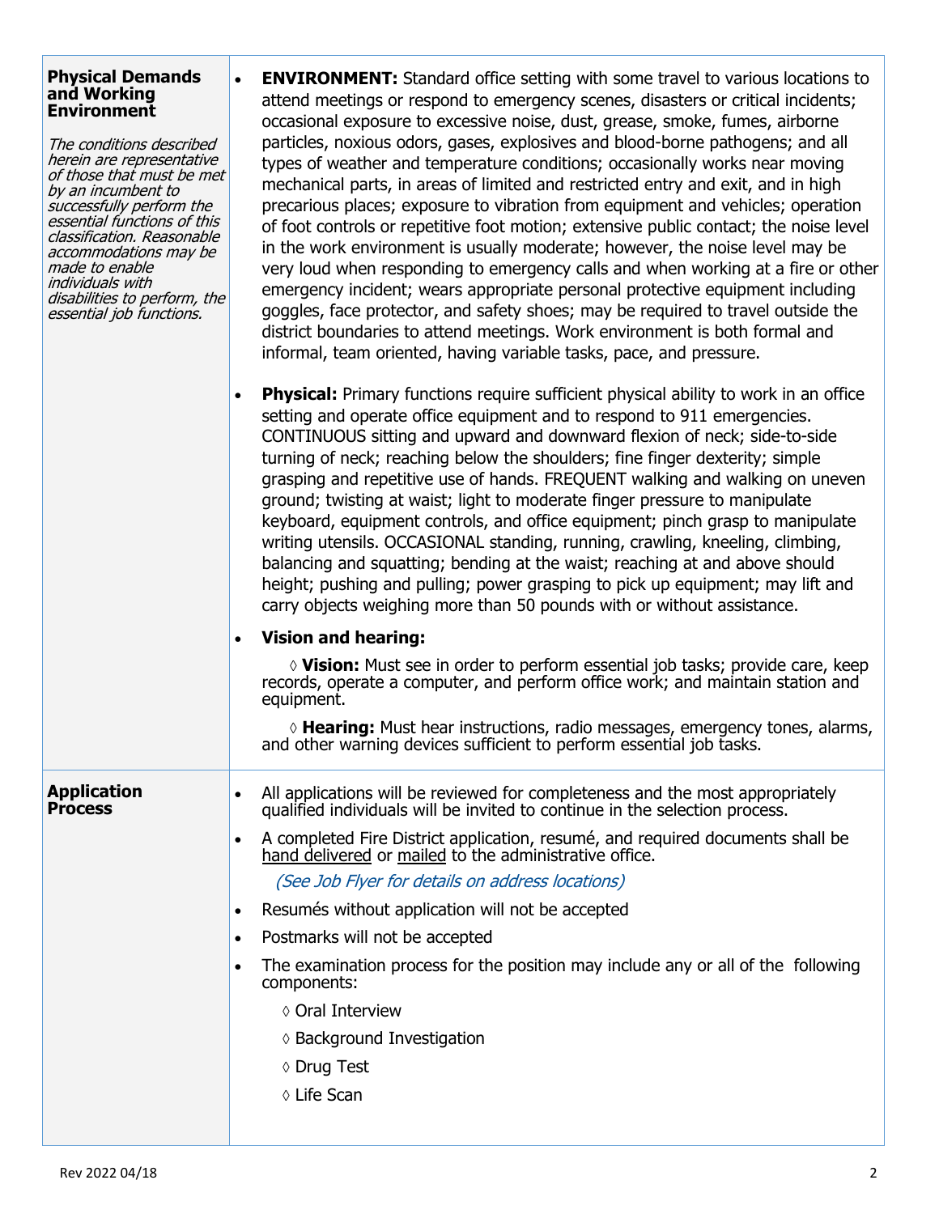## Physical Demands and Working Environment

*The conditions described herein are representative of those that must be met by an incumbent to successfully perform the essential functions of this classification. Reasonable accommodations may be made to enable individuals with disabilities to perform, the essential job functions.*

- **ENVIRONMENT:** Standard office setting with some travel to various locations to attend meetings or respond to emergency scenes, disasters or critical incidents; occasional exposure to excessive noise, dust, grease, smoke, fumes, airborne particles, noxious odors, gases, explosives and blood-borne pathogens; and all types of weather and temperature conditions; occasionally works near moving mechanical parts, in areas of limited and restricted entry and exit, and in high precarious places; exposure to vibration from equipment and vehicles; operation of foot controls or repetitive foot motion; extensive public contact; the noise level in the work environment is usually moderate; however, the noise level may be very loud when responding to emergency calls and when working at a fire or other emergency incident; wears appropriate personal protective equipment including goggles, face protector, and safety shoes; may be required to travel outside the district boundaries to attend meetings. Work environment is both formal and informal, team oriented, having variable tasks, pace, and pressure.

- **Physical:** Primary functions require sufficient physical ability to work in an office setting and operate office equipment and to respond to 911 emergencies. CONTINUOUS sitting and upward and downward flexion of neck; side-to-side turning of neck; reaching below the shoulders; fine finger dexterity; simple grasping and repetitive use of hands. FREQUENT walking and walking on uneven ground; twisting at waist; light to moderate finger pressure to manipulate keyboard, equipment controls, and office equipment; pinch grasp to manipulate writing utensils. OCCASIONAL standing, running, crawling, kneeling, climbing, balancing and squatting; bending at the waist; reaching at and above should height; pushing and pulling; power grasping to pick up equipment; may lift and carry objects weighing more than 50 pounds with or without assistance.

- **Vision and hearing:**

  ◊ **Vision:** Must see in order to perform essential job tasks; provide care, keep records, operate a computer, and perform office work; and maintain station and equipment.

  ◊ **Hearing:** Must hear instructions, radio messages, emergency tones, alarms, and other warning devices sufficient to perform essential job tasks.

## Application Process

- All applications will be reviewed for completeness and the most appropriately qualified individuals will be invited to continue in the selection process.
- A completed Fire District application, resumé, and required documents shall be hand delivered or mailed to the administrative office.

  *(See Job Flyer for details on address locations)*
- Resumés without application will not be accepted
- Postmarks will not be accepted
- The examination process for the position may include any or all of the following components:

  ◊ Oral Interview

  ◊ Background Investigation

  ◊ Drug Test

  ◊ Life Scan

Rev 2022 04/18